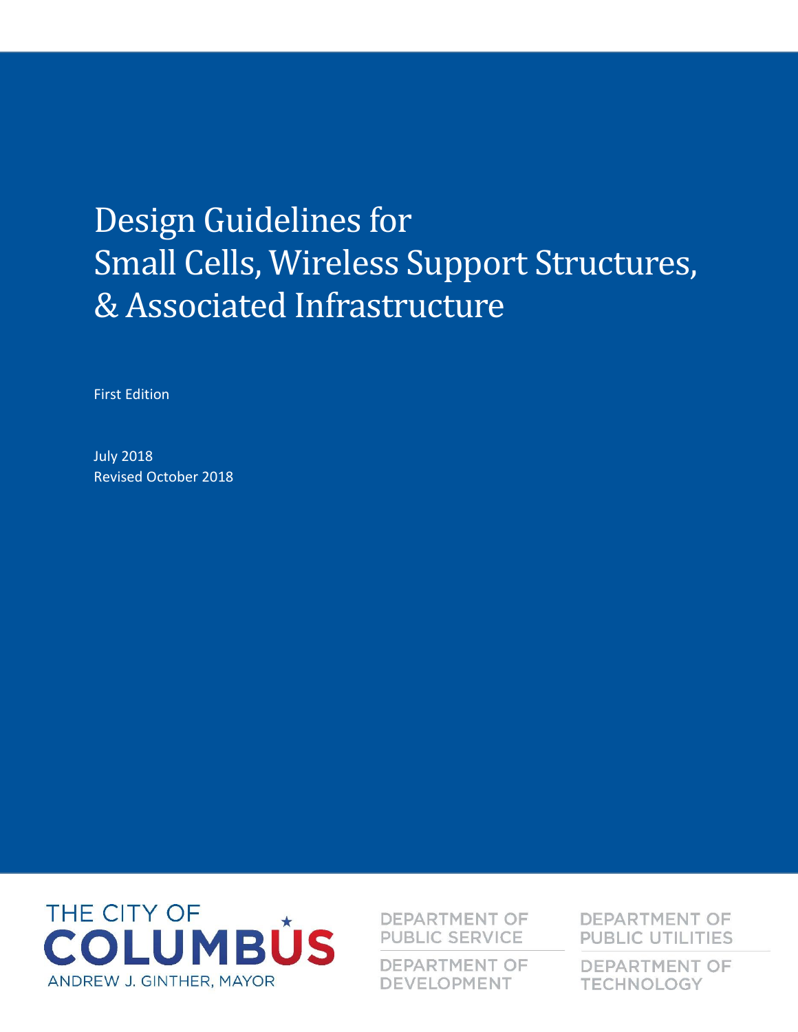# Design Guidelines for Small Cells, Wireless Support Structures, & Associated Infrastructure

First Edition

July 2018
Revised October 2018

THE CITY OF COLUMBUS
ANDREW J. GINTHER, MAYOR

DEPARTMENT OF PUBLIC SERVICE

DEPARTMENT OF DEVELOPMENT

DEPARTMENT OF PUBLIC UTILITIES

DEPARTMENT OF TECHNOLOGY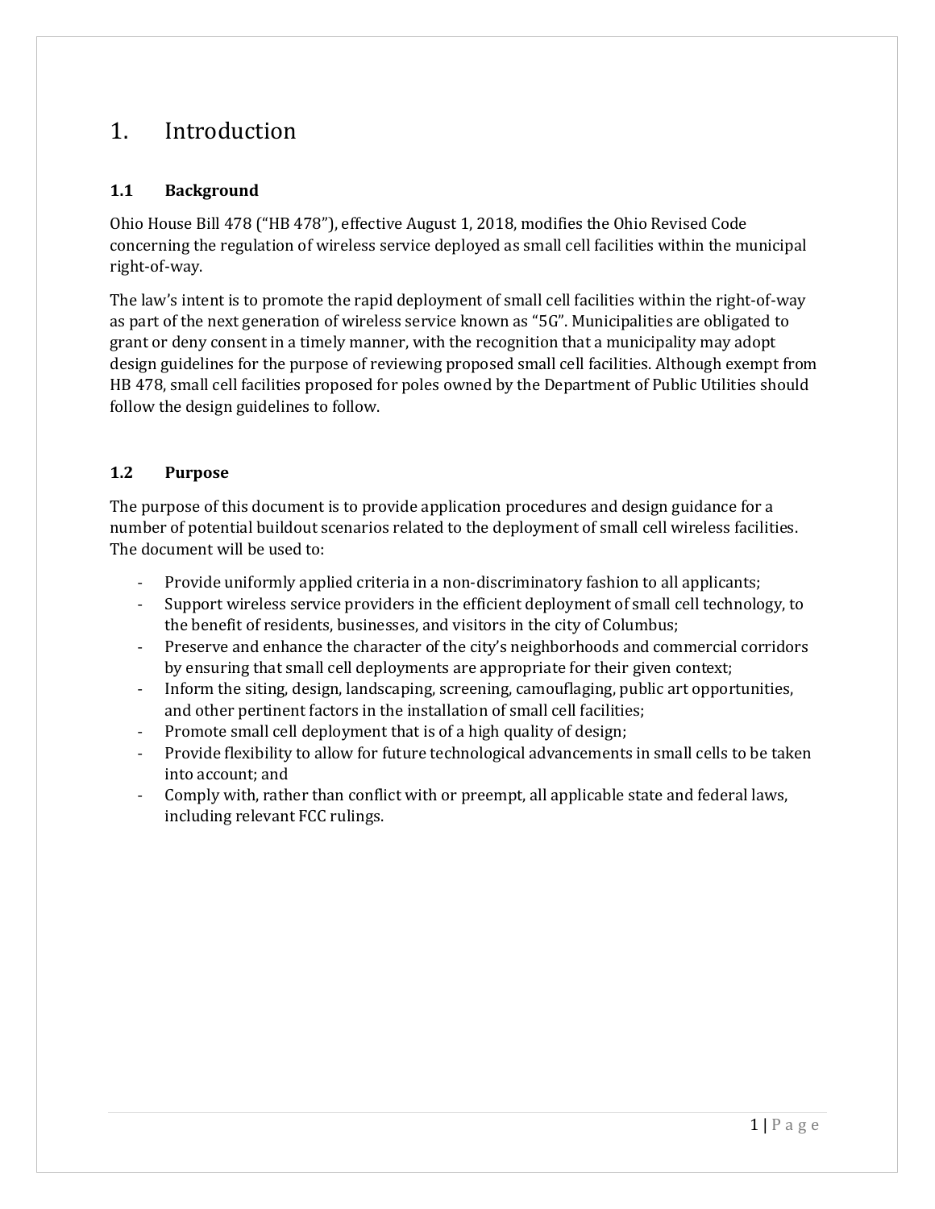# 1. Introduction

## 1.1 Background

Ohio House Bill 478 ("HB 478"), effective August 1, 2018, modifies the Ohio Revised Code concerning the regulation of wireless service deployed as small cell facilities within the municipal right-of-way.

The law's intent is to promote the rapid deployment of small cell facilities within the right-of-way as part of the next generation of wireless service known as "5G". Municipalities are obligated to grant or deny consent in a timely manner, with the recognition that a municipality may adopt design guidelines for the purpose of reviewing proposed small cell facilities. Although exempt from HB 478, small cell facilities proposed for poles owned by the Department of Public Utilities should follow the design guidelines to follow.

## 1.2 Purpose

The purpose of this document is to provide application procedures and design guidance for a number of potential buildout scenarios related to the deployment of small cell wireless facilities. The document will be used to:

- Provide uniformly applied criteria in a non-discriminatory fashion to all applicants;
- Support wireless service providers in the efficient deployment of small cell technology, to the benefit of residents, businesses, and visitors in the city of Columbus;
- Preserve and enhance the character of the city's neighborhoods and commercial corridors by ensuring that small cell deployments are appropriate for their given context;
- Inform the siting, design, landscaping, screening, camouflaging, public art opportunities, and other pertinent factors in the installation of small cell facilities;
- Promote small cell deployment that is of a high quality of design;
- Provide flexibility to allow for future technological advancements in small cells to be taken into account; and
- Comply with, rather than conflict with or preempt, all applicable state and federal laws, including relevant FCC rulings.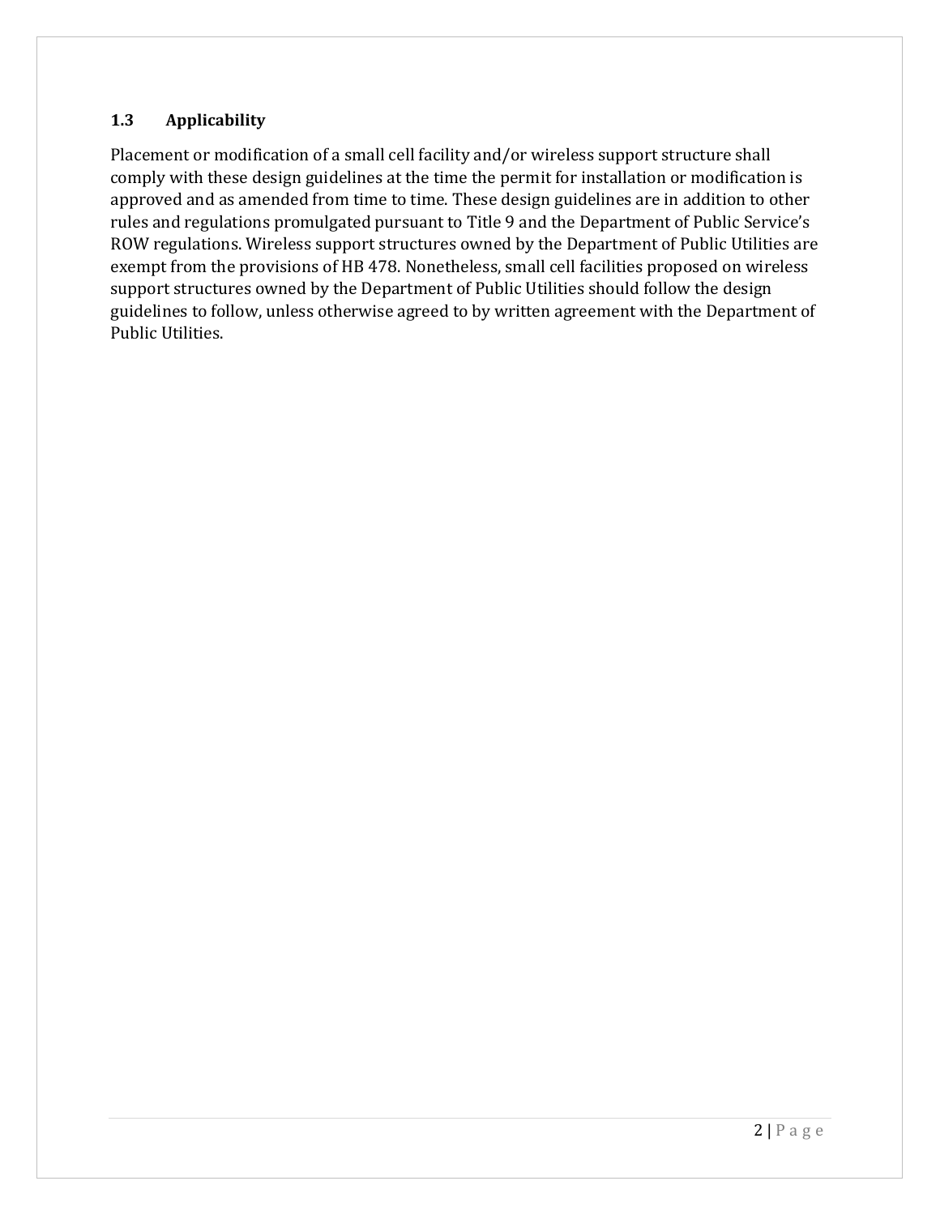## 1.3 Applicability

Placement or modification of a small cell facility and/or wireless support structure shall comply with these design guidelines at the time the permit for installation or modification is approved and as amended from time to time. These design guidelines are in addition to other rules and regulations promulgated pursuant to Title 9 and the Department of Public Service's ROW regulations. Wireless support structures owned by the Department of Public Utilities are exempt from the provisions of HB 478. Nonetheless, small cell facilities proposed on wireless support structures owned by the Department of Public Utilities should follow the design guidelines to follow, unless otherwise agreed to by written agreement with the Department of Public Utilities.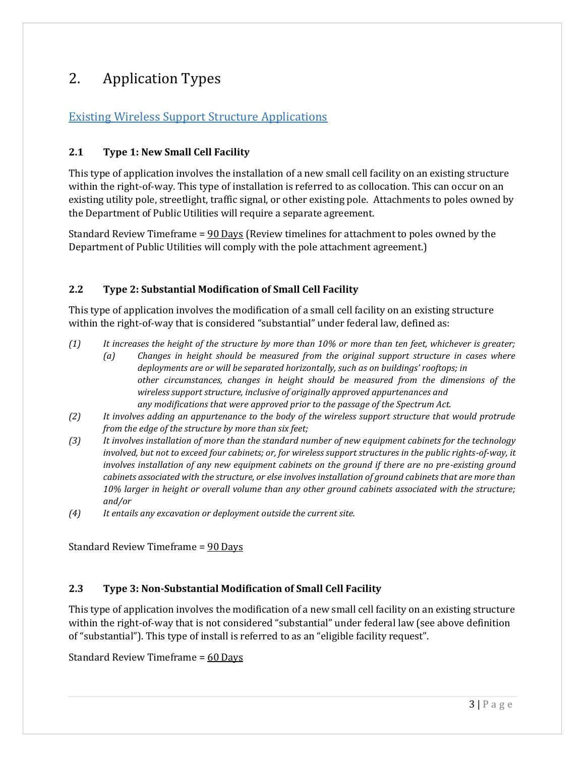# 2. Application Types

## Existing Wireless Support Structure Applications

### 2.1 Type 1: New Small Cell Facility

This type of application involves the installation of a new small cell facility on an existing structure within the right-of-way. This type of installation is referred to as collocation. This can occur on an existing utility pole, streetlight, traffic signal, or other existing pole. Attachments to poles owned by the Department of Public Utilities will require a separate agreement.

Standard Review Timeframe = 90 Days (Review timelines for attachment to poles owned by the Department of Public Utilities will comply with the pole attachment agreement.)

### 2.2 Type 2: Substantial Modification of Small Cell Facility

This type of application involves the modification of a small cell facility on an existing structure within the right-of-way that is considered "substantial" under federal law, defined as:

*(1) It increases the height of the structure by more than 10% or more than ten feet, whichever is greater;*
*(a) Changes in height should be measured from the original support structure in cases where deployments are or will be separated horizontally, such as on buildings' rooftops; in other circumstances, changes in height should be measured from the dimensions of the wireless support structure, inclusive of originally approved appurtenances and any modifications that were approved prior to the passage of the Spectrum Act.*
*(2) It involves adding an appurtenance to the body of the wireless support structure that would protrude from the edge of the structure by more than six feet;*
*(3) It involves installation of more than the standard number of new equipment cabinets for the technology involved, but not to exceed four cabinets; or, for wireless support structures in the public rights-of-way, it involves installation of any new equipment cabinets on the ground if there are no pre-existing ground cabinets associated with the structure, or else involves installation of ground cabinets that are more than 10% larger in height or overall volume than any other ground cabinets associated with the structure; and/or*
*(4) It entails any excavation or deployment outside the current site.*

Standard Review Timeframe = 90 Days

### 2.3 Type 3: Non-Substantial Modification of Small Cell Facility

This type of application involves the modification of a new small cell facility on an existing structure within the right-of-way that is not considered "substantial" under federal law (see above definition of "substantial"). This type of install is referred to as an "eligible facility request".

Standard Review Timeframe = 60 Days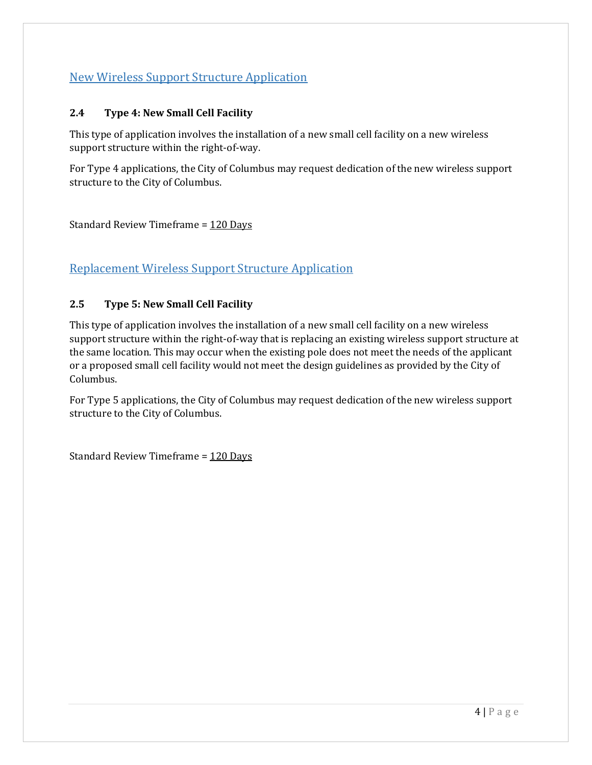## New Wireless Support Structure Application

### 2.4 Type 4: New Small Cell Facility

This type of application involves the installation of a new small cell facility on a new wireless support structure within the right-of-way.

For Type 4 applications, the City of Columbus may request dedication of the new wireless support structure to the City of Columbus.

Standard Review Timeframe = 120 Days

## Replacement Wireless Support Structure Application

### 2.5 Type 5: New Small Cell Facility

This type of application involves the installation of a new small cell facility on a new wireless support structure within the right-of-way that is replacing an existing wireless support structure at the same location. This may occur when the existing pole does not meet the needs of the applicant or a proposed small cell facility would not meet the design guidelines as provided by the City of Columbus.

For Type 5 applications, the City of Columbus may request dedication of the new wireless support structure to the City of Columbus.

Standard Review Timeframe = 120 Days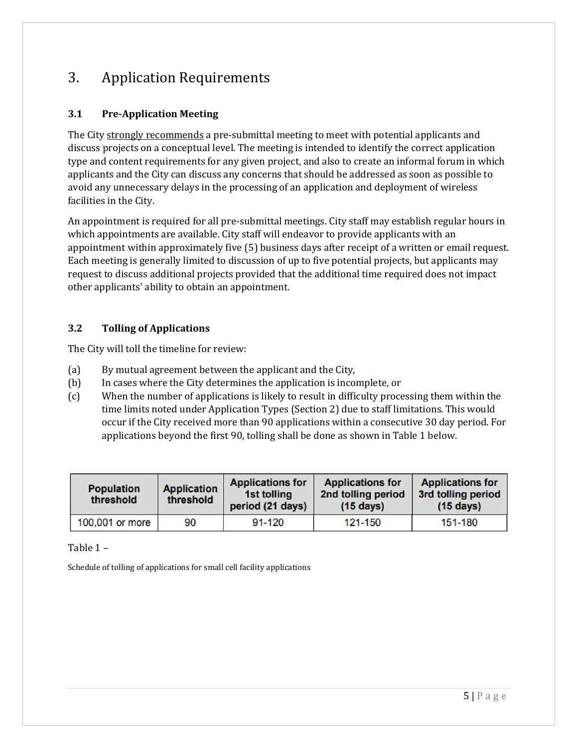# 3. Application Requirements

### 3.1 Pre-Application Meeting

The City strongly recommends a pre-submittal meeting to meet with potential applicants and discuss projects on a conceptual level. The meeting is intended to identify the correct application type and content requirements for any given project, and also to create an informal forum in which applicants and the City can discuss any concerns that should be addressed as soon as possible to avoid any unnecessary delays in the processing of an application and deployment of wireless facilities in the City.

An appointment is required for all pre-submittal meetings. City staff may establish regular hours in which appointments are available. City staff will endeavor to provide applicants with an appointment within approximately five (5) business days after receipt of a written or email request. Each meeting is generally limited to discussion of up to five potential projects, but applicants may request to discuss additional projects provided that the additional time required does not impact other applicants' ability to obtain an appointment.

### 3.2 Tolling of Applications

The City will toll the timeline for review:

(a) By mutual agreement between the applicant and the City,
(b) In cases where the City determines the application is incomplete, or
(c) When the number of applications is likely to result in difficulty processing them within the time limits noted under Application Types (Section 2) due to staff limitations. This would occur if the City received more than 90 applications within a consecutive 30 day period. For applications beyond the first 90, tolling shall be done as shown in Table 1 below.

| Population threshold | Application threshold | Applications for 1st tolling period (21 days) | Applications for 2nd tolling period (15 days) | Applications for 3rd tolling period (15 days) |
|---|---|---|---|---|
| 100,001 or more | 90 | 91-120 | 121-150 | 151-180 |

Table 1 –

Schedule of tolling of applications for small cell facility applications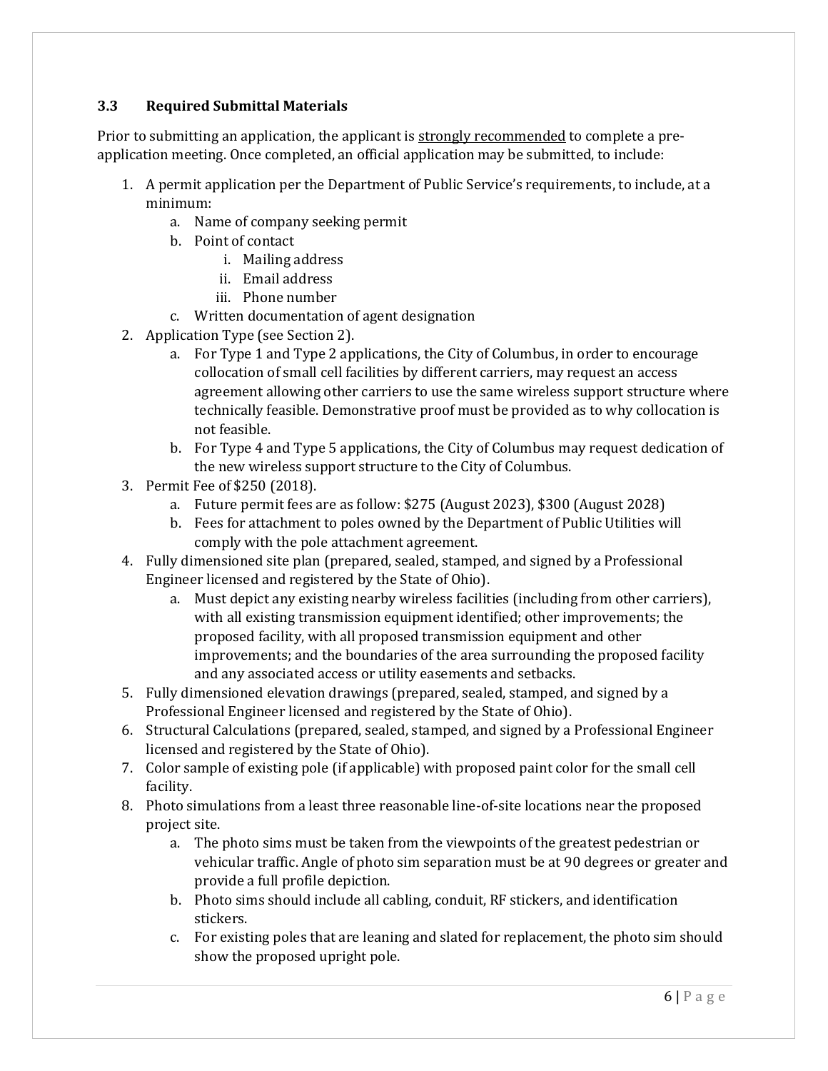### 3.3 Required Submittal Materials

Prior to submitting an application, the applicant is <u>strongly recommended</u> to complete a pre-application meeting. Once completed, an official application may be submitted, to include:

1. A permit application per the Department of Public Service's requirements, to include, at a minimum:
    a. Name of company seeking permit
    b. Point of contact
        i. Mailing address
        ii. Email address
        iii. Phone number
    c. Written documentation of agent designation
2. Application Type (see Section 2).
    a. For Type 1 and Type 2 applications, the City of Columbus, in order to encourage collocation of small cell facilities by different carriers, may request an access agreement allowing other carriers to use the same wireless support structure where technically feasible. Demonstrative proof must be provided as to why collocation is not feasible.
    b. For Type 4 and Type 5 applications, the City of Columbus may request dedication of the new wireless support structure to the City of Columbus.
3. Permit Fee of $250 (2018).
    a. Future permit fees are as follow: $275 (August 2023), $300 (August 2028)
    b. Fees for attachment to poles owned by the Department of Public Utilities will comply with the pole attachment agreement.
4. Fully dimensioned site plan (prepared, sealed, stamped, and signed by a Professional Engineer licensed and registered by the State of Ohio).
    a. Must depict any existing nearby wireless facilities (including from other carriers), with all existing transmission equipment identified; other improvements; the proposed facility, with all proposed transmission equipment and other improvements; and the boundaries of the area surrounding the proposed facility and any associated access or utility easements and setbacks.
5. Fully dimensioned elevation drawings (prepared, sealed, stamped, and signed by a Professional Engineer licensed and registered by the State of Ohio).
6. Structural Calculations (prepared, sealed, stamped, and signed by a Professional Engineer licensed and registered by the State of Ohio).
7. Color sample of existing pole (if applicable) with proposed paint color for the small cell facility.
8. Photo simulations from a least three reasonable line-of-site locations near the proposed project site.
    a. The photo sims must be taken from the viewpoints of the greatest pedestrian or vehicular traffic. Angle of photo sim separation must be at 90 degrees or greater and provide a full profile depiction.
    b. Photo sims should include all cabling, conduit, RF stickers, and identification stickers.
    c. For existing poles that are leaning and slated for replacement, the photo sim should show the proposed upright pole.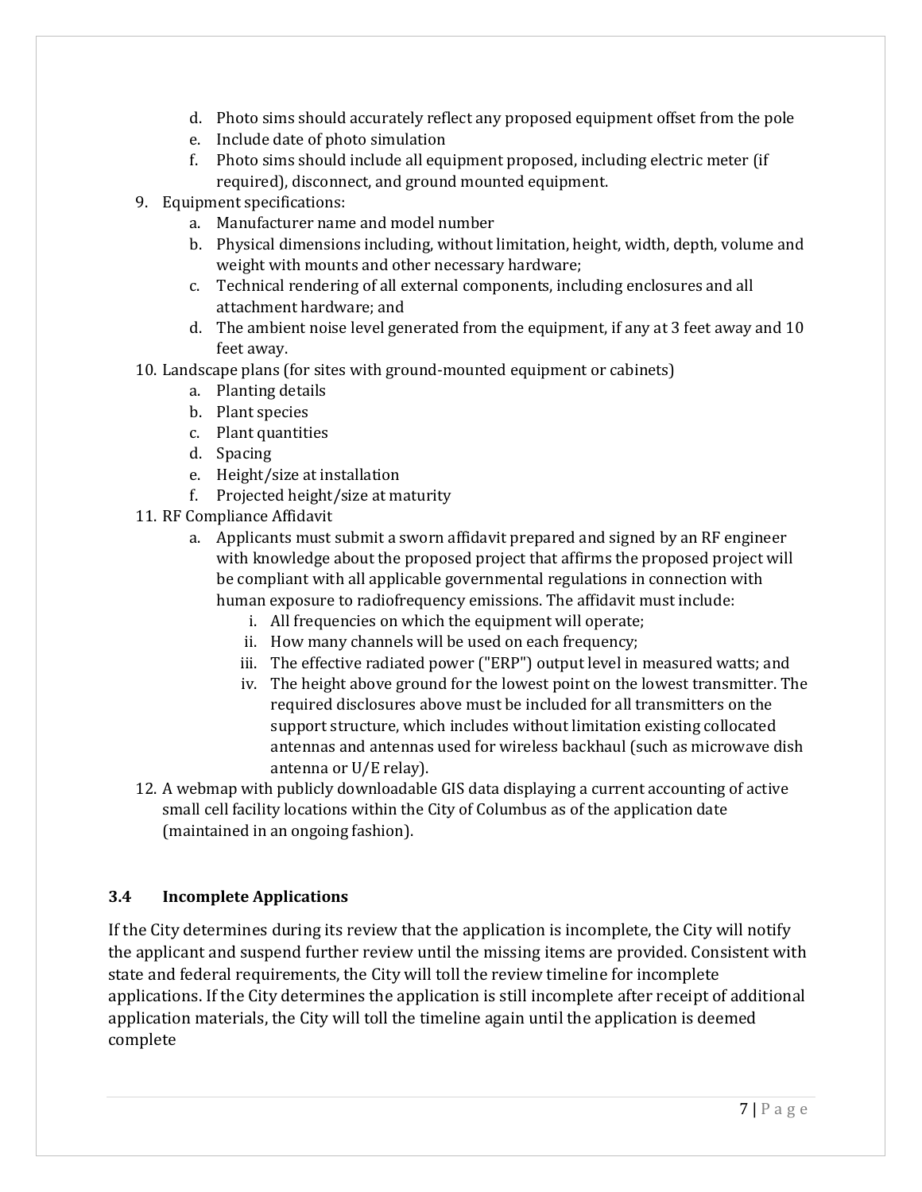d. Photo sims should accurately reflect any proposed equipment offset from the pole
   e. Include date of photo simulation
   f. Photo sims should include all equipment proposed, including electric meter (if required), disconnect, and ground mounted equipment.

9. Equipment specifications:
   a. Manufacturer name and model number
   b. Physical dimensions including, without limitation, height, width, depth, volume and weight with mounts and other necessary hardware;
   c. Technical rendering of all external components, including enclosures and all attachment hardware; and
   d. The ambient noise level generated from the equipment, if any at 3 feet away and 10 feet away.
10. Landscape plans (for sites with ground-mounted equipment or cabinets)
    a. Planting details
    b. Plant species
    c. Plant quantities
    d. Spacing
    e. Height/size at installation
    f. Projected height/size at maturity
11. RF Compliance Affidavit
    a. Applicants must submit a sworn affidavit prepared and signed by an RF engineer with knowledge about the proposed project that affirms the proposed project will be compliant with all applicable governmental regulations in connection with human exposure to radiofrequency emissions. The affidavit must include:
       i. All frequencies on which the equipment will operate;
       ii. How many channels will be used on each frequency;
       iii. The effective radiated power ("ERP") output level in measured watts; and
       iv. The height above ground for the lowest point on the lowest transmitter. The required disclosures above must be included for all transmitters on the support structure, which includes without limitation existing collocated antennas and antennas used for wireless backhaul (such as microwave dish antenna or U/E relay).
12. A webmap with publicly downloadable GIS data displaying a current accounting of active small cell facility locations within the City of Columbus as of the application date (maintained in an ongoing fashion).

### 3.4 Incomplete Applications

If the City determines during its review that the application is incomplete, the City will notify the applicant and suspend further review until the missing items are provided. Consistent with state and federal requirements, the City will toll the review timeline for incomplete applications. If the City determines the application is still incomplete after receipt of additional application materials, the City will toll the timeline again until the application is deemed complete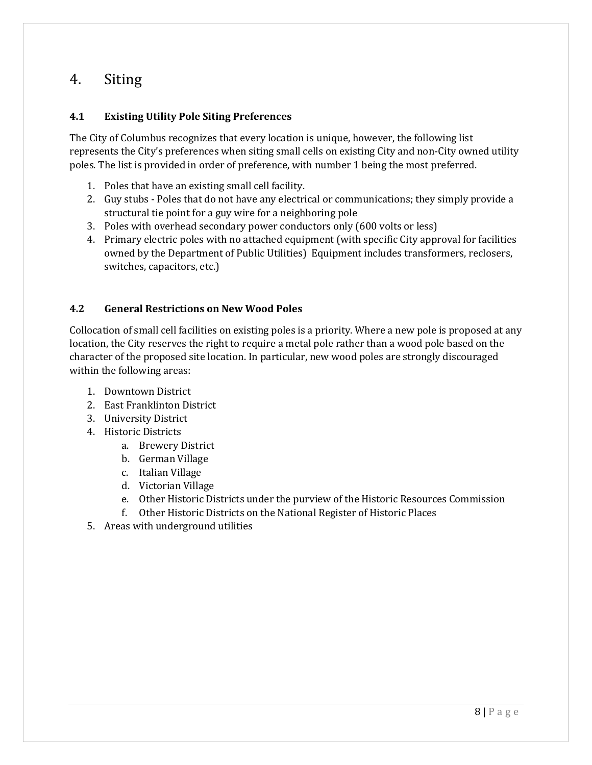# 4. Siting

## 4.1 Existing Utility Pole Siting Preferences

The City of Columbus recognizes that every location is unique, however, the following list represents the City's preferences when siting small cells on existing City and non-City owned utility poles. The list is provided in order of preference, with number 1 being the most preferred.

1. Poles that have an existing small cell facility.
2. Guy stubs - Poles that do not have any electrical or communications; they simply provide a structural tie point for a guy wire for a neighboring pole
3. Poles with overhead secondary power conductors only (600 volts or less)
4. Primary electric poles with no attached equipment (with specific City approval for facilities owned by the Department of Public Utilities) Equipment includes transformers, reclosers, switches, capacitors, etc.)

## 4.2 General Restrictions on New Wood Poles

Collocation of small cell facilities on existing poles is a priority. Where a new pole is proposed at any location, the City reserves the right to require a metal pole rather than a wood pole based on the character of the proposed site location. In particular, new wood poles are strongly discouraged within the following areas:

1. Downtown District
2. East Franklinton District
3. University District
4. Historic Districts
   a. Brewery District
   b. German Village
   c. Italian Village
   d. Victorian Village
   e. Other Historic Districts under the purview of the Historic Resources Commission
   f. Other Historic Districts on the National Register of Historic Places
5. Areas with underground utilities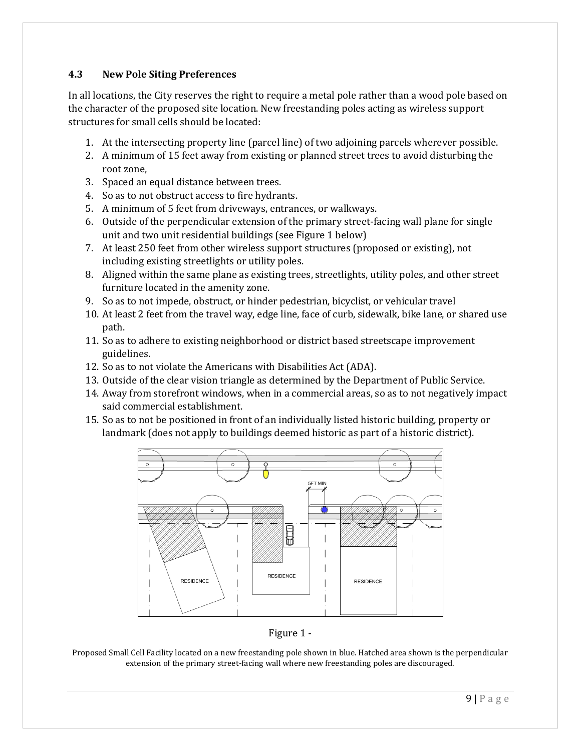### 4.3 New Pole Siting Preferences

In all locations, the City reserves the right to require a metal pole rather than a wood pole based on the character of the proposed site location. New freestanding poles acting as wireless support structures for small cells should be located:

1. At the intersecting property line (parcel line) of two adjoining parcels wherever possible.
2. A minimum of 15 feet away from existing or planned street trees to avoid disturbing the root zone,
3. Spaced an equal distance between trees.
4. So as to not obstruct access to fire hydrants.
5. A minimum of 5 feet from driveways, entrances, or walkways.
6. Outside of the perpendicular extension of the primary street-facing wall plane for single unit and two unit residential buildings (see Figure 1 below)
7. At least 250 feet from other wireless support structures (proposed or existing), not including existing streetlights or utility poles.
8. Aligned within the same plane as existing trees, streetlights, utility poles, and other street furniture located in the amenity zone.
9. So as to not impede, obstruct, or hinder pedestrian, bicyclist, or vehicular travel
10. At least 2 feet from the travel way, edge line, face of curb, sidewalk, bike lane, or shared use path.
11. So as to adhere to existing neighborhood or district based streetscape improvement guidelines.
12. So as to not violate the Americans with Disabilities Act (ADA).
13. Outside of the clear vision triangle as determined by the Department of Public Service.
14. Away from storefront windows, when in a commercial areas, so as to not negatively impact said commercial establishment.
15. So as to not be positioned in front of an individually listed historic building, property or landmark (does not apply to buildings deemed historic as part of a historic district).

Figure 1 -

Proposed Small Cell Facility located on a new freestanding pole shown in blue. Hatched area shown is the perpendicular extension of the primary street-facing wall where new freestanding poles are discouraged.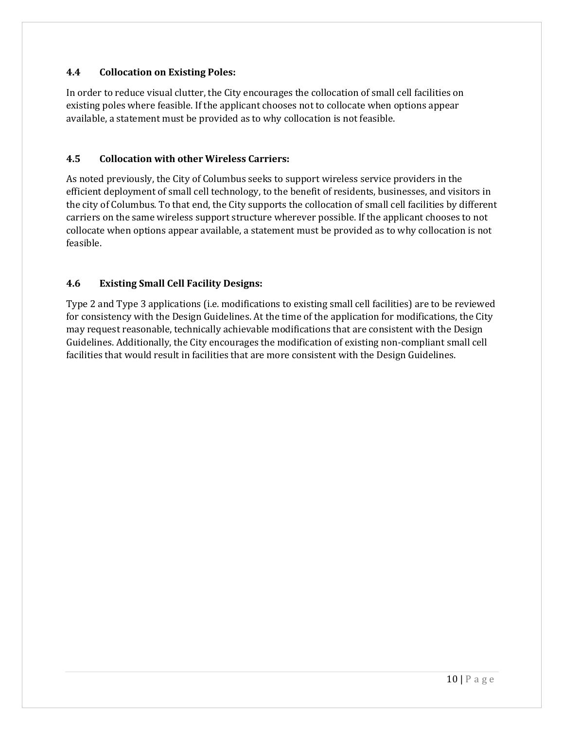### 4.4 Collocation on Existing Poles:

In order to reduce visual clutter, the City encourages the collocation of small cell facilities on existing poles where feasible. If the applicant chooses not to collocate when options appear available, a statement must be provided as to why collocation is not feasible.

### 4.5 Collocation with other Wireless Carriers:

As noted previously, the City of Columbus seeks to support wireless service providers in the efficient deployment of small cell technology, to the benefit of residents, businesses, and visitors in the city of Columbus. To that end, the City supports the collocation of small cell facilities by different carriers on the same wireless support structure wherever possible. If the applicant chooses to not collocate when options appear available, a statement must be provided as to why collocation is not feasible.

### 4.6 Existing Small Cell Facility Designs:

Type 2 and Type 3 applications (i.e. modifications to existing small cell facilities) are to be reviewed for consistency with the Design Guidelines. At the time of the application for modifications, the City may request reasonable, technically achievable modifications that are consistent with the Design Guidelines. Additionally, the City encourages the modification of existing non-compliant small cell facilities that would result in facilities that are more consistent with the Design Guidelines.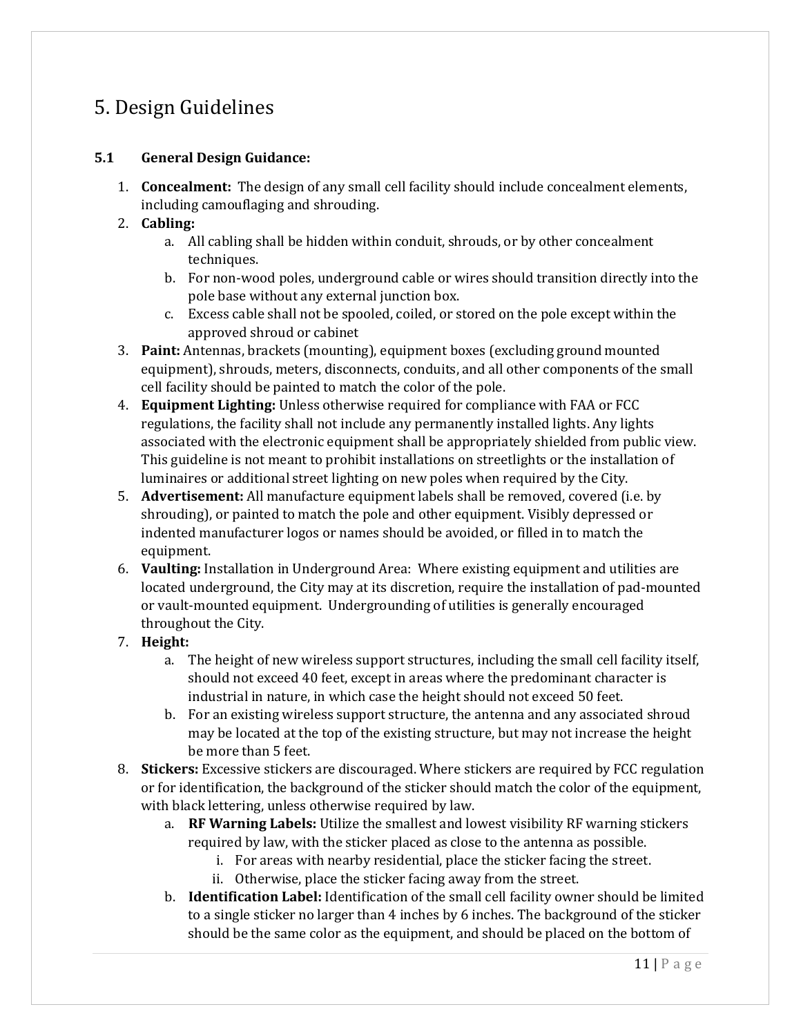# 5. Design Guidelines

### 5.1 General Design Guidance:

1. **Concealment:** The design of any small cell facility should include concealment elements, including camouflaging and shrouding.
2. **Cabling:**
    a. All cabling shall be hidden within conduit, shrouds, or by other concealment techniques.
    b. For non-wood poles, underground cable or wires should transition directly into the pole base without any external junction box.
    c. Excess cable shall not be spooled, coiled, or stored on the pole except within the approved shroud or cabinet
3. **Paint:** Antennas, brackets (mounting), equipment boxes (excluding ground mounted equipment), shrouds, meters, disconnects, conduits, and all other components of the small cell facility should be painted to match the color of the pole.
4. **Equipment Lighting:** Unless otherwise required for compliance with FAA or FCC regulations, the facility shall not include any permanently installed lights. Any lights associated with the electronic equipment shall be appropriately shielded from public view. This guideline is not meant to prohibit installations on streetlights or the installation of luminaires or additional street lighting on new poles when required by the City.
5. **Advertisement:** All manufacture equipment labels shall be removed, covered (i.e. by shrouding), or painted to match the pole and other equipment. Visibly depressed or indented manufacturer logos or names should be avoided, or filled in to match the equipment.
6. **Vaulting:** Installation in Underground Area: Where existing equipment and utilities are located underground, the City may at its discretion, require the installation of pad-mounted or vault-mounted equipment. Undergrounding of utilities is generally encouraged throughout the City.
7. **Height:**
    a. The height of new wireless support structures, including the small cell facility itself, should not exceed 40 feet, except in areas where the predominant character is industrial in nature, in which case the height should not exceed 50 feet.
    b. For an existing wireless support structure, the antenna and any associated shroud may be located at the top of the existing structure, but may not increase the height be more than 5 feet.
8. **Stickers:** Excessive stickers are discouraged. Where stickers are required by FCC regulation or for identification, the background of the sticker should match the color of the equipment, with black lettering, unless otherwise required by law.
    a. **RF Warning Labels:** Utilize the smallest and lowest visibility RF warning stickers required by law, with the sticker placed as close to the antenna as possible.
        i. For areas with nearby residential, place the sticker facing the street.
        ii. Otherwise, place the sticker facing away from the street.
    b. **Identification Label:** Identification of the small cell facility owner should be limited to a single sticker no larger than 4 inches by 6 inches. The background of the sticker should be the same color as the equipment, and should be placed on the bottom of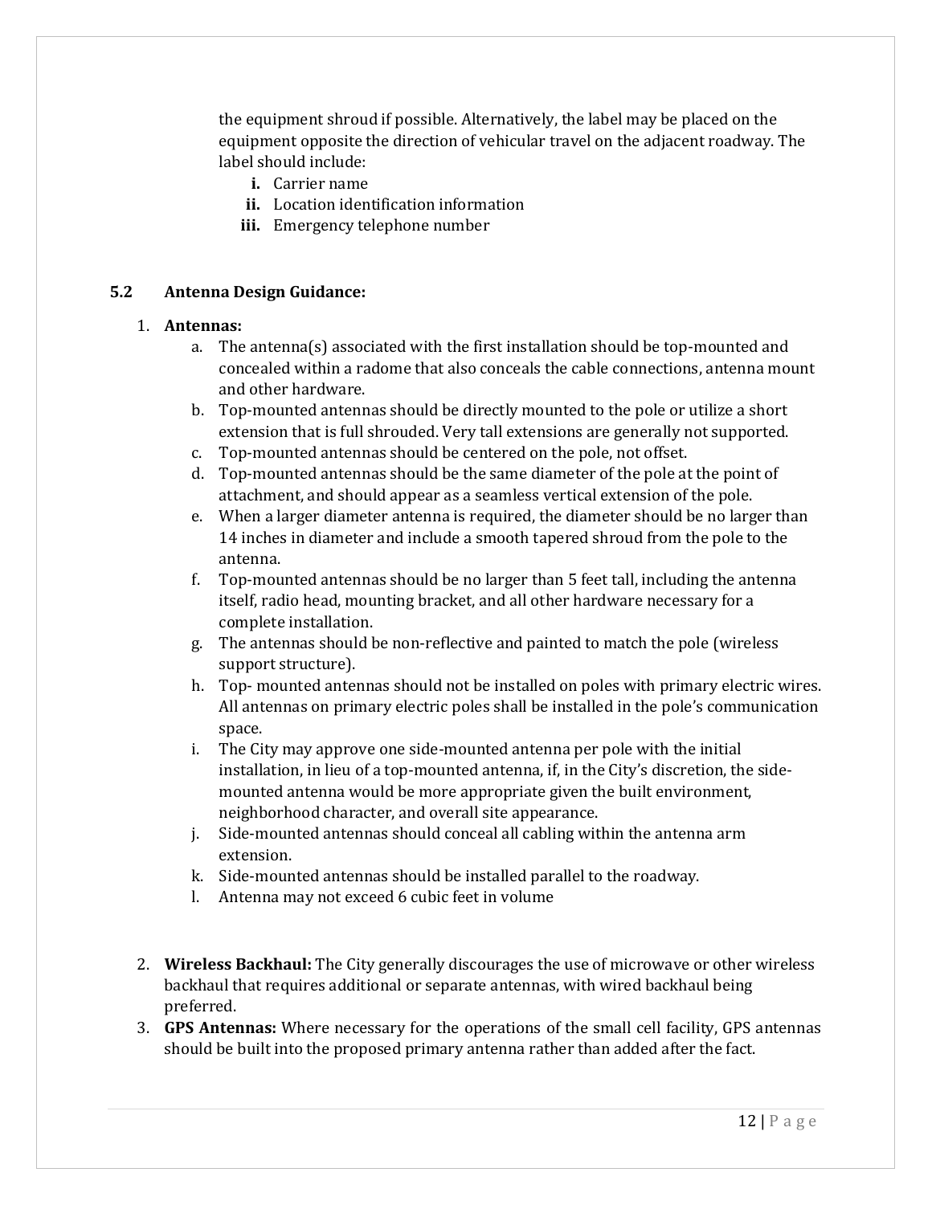the equipment shroud if possible. Alternatively, the label may be placed on the equipment opposite the direction of vehicular travel on the adjacent roadway. The label should include:

- **i.** Carrier name
- **ii.** Location identification information
- **iii.** Emergency telephone number

### 5.2 Antenna Design Guidance:

1. **Antennas:**
   a. The antenna(s) associated with the first installation should be top-mounted and concealed within a radome that also conceals the cable connections, antenna mount and other hardware.
   b. Top-mounted antennas should be directly mounted to the pole or utilize a short extension that is full shrouded. Very tall extensions are generally not supported.
   c. Top-mounted antennas should be centered on the pole, not offset.
   d. Top-mounted antennas should be the same diameter of the pole at the point of attachment, and should appear as a seamless vertical extension of the pole.
   e. When a larger diameter antenna is required, the diameter should be no larger than 14 inches in diameter and include a smooth tapered shroud from the pole to the antenna.
   f. Top-mounted antennas should be no larger than 5 feet tall, including the antenna itself, radio head, mounting bracket, and all other hardware necessary for a complete installation.
   g. The antennas should be non-reflective and painted to match the pole (wireless support structure).
   h. Top- mounted antennas should not be installed on poles with primary electric wires. All antennas on primary electric poles shall be installed in the pole's communication space.
   i. The City may approve one side-mounted antenna per pole with the initial installation, in lieu of a top-mounted antenna, if, in the City's discretion, the side-mounted antenna would be more appropriate given the built environment, neighborhood character, and overall site appearance.
   j. Side-mounted antennas should conceal all cabling within the antenna arm extension.
   k. Side-mounted antennas should be installed parallel to the roadway.
   l. Antenna may not exceed 6 cubic feet in volume

2. **Wireless Backhaul:** The City generally discourages the use of microwave or other wireless backhaul that requires additional or separate antennas, with wired backhaul being preferred.
3. **GPS Antennas:** Where necessary for the operations of the small cell facility, GPS antennas should be built into the proposed primary antenna rather than added after the fact.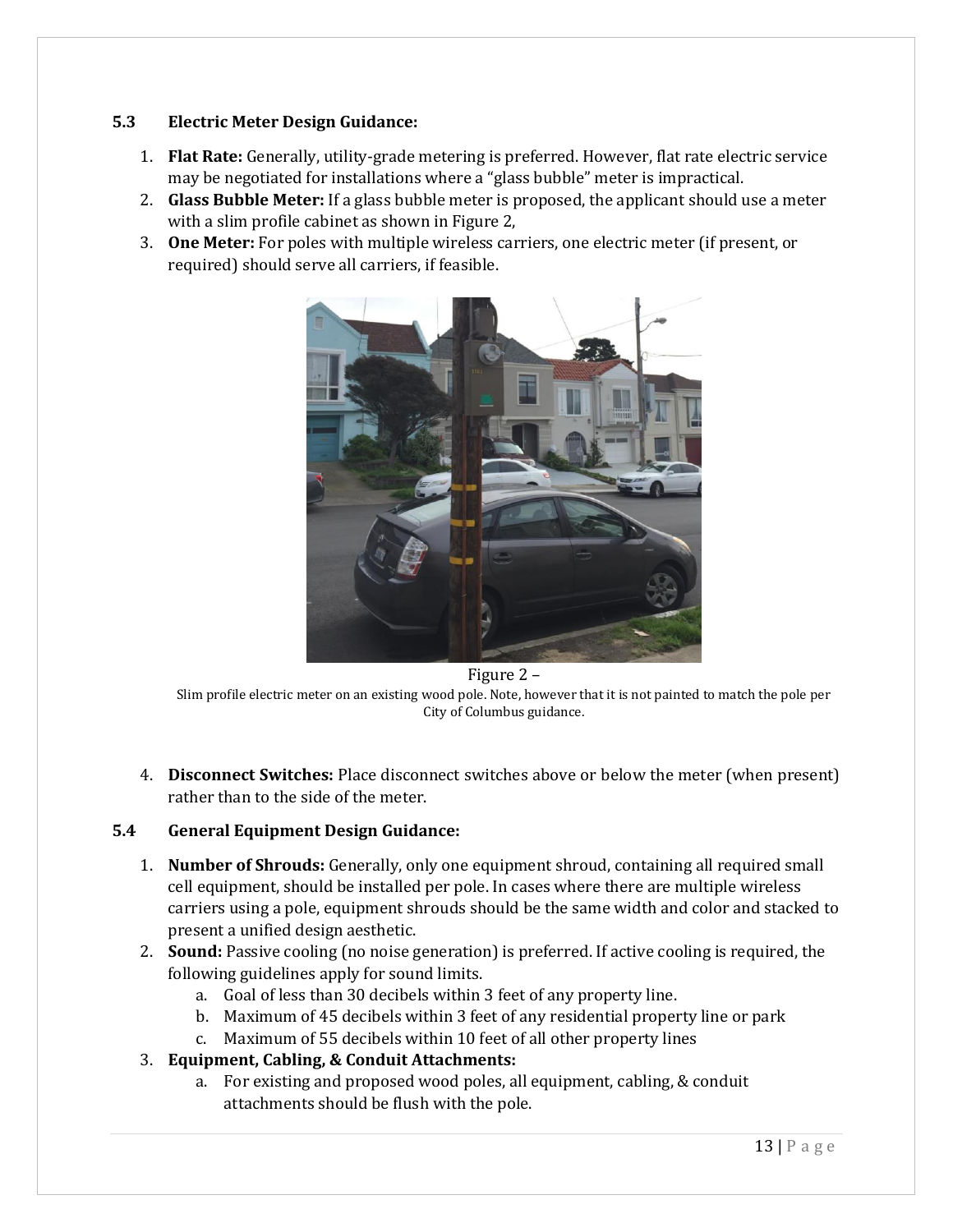### 5.3 Electric Meter Design Guidance:

1. **Flat Rate:** Generally, utility-grade metering is preferred. However, flat rate electric service may be negotiated for installations where a "glass bubble" meter is impractical.
2. **Glass Bubble Meter:** If a glass bubble meter is proposed, the applicant should use a meter with a slim profile cabinet as shown in Figure 2,
3. **One Meter:** For poles with multiple wireless carriers, one electric meter (if present, or required) should serve all carriers, if feasible.

Figure 2 –
Slim profile electric meter on an existing wood pole. Note, however that it is not painted to match the pole per City of Columbus guidance.

4. **Disconnect Switches:** Place disconnect switches above or below the meter (when present) rather than to the side of the meter.

### 5.4 General Equipment Design Guidance:

1. **Number of Shrouds:** Generally, only one equipment shroud, containing all required small cell equipment, should be installed per pole. In cases where there are multiple wireless carriers using a pole, equipment shrouds should be the same width and color and stacked to present a unified design aesthetic.
2. **Sound:** Passive cooling (no noise generation) is preferred. If active cooling is required, the following guidelines apply for sound limits.
   a. Goal of less than 30 decibels within 3 feet of any property line.
   b. Maximum of 45 decibels within 3 feet of any residential property line or park
   c. Maximum of 55 decibels within 10 feet of all other property lines
3. **Equipment, Cabling, & Conduit Attachments:**
   a. For existing and proposed wood poles, all equipment, cabling, & conduit attachments should be flush with the pole.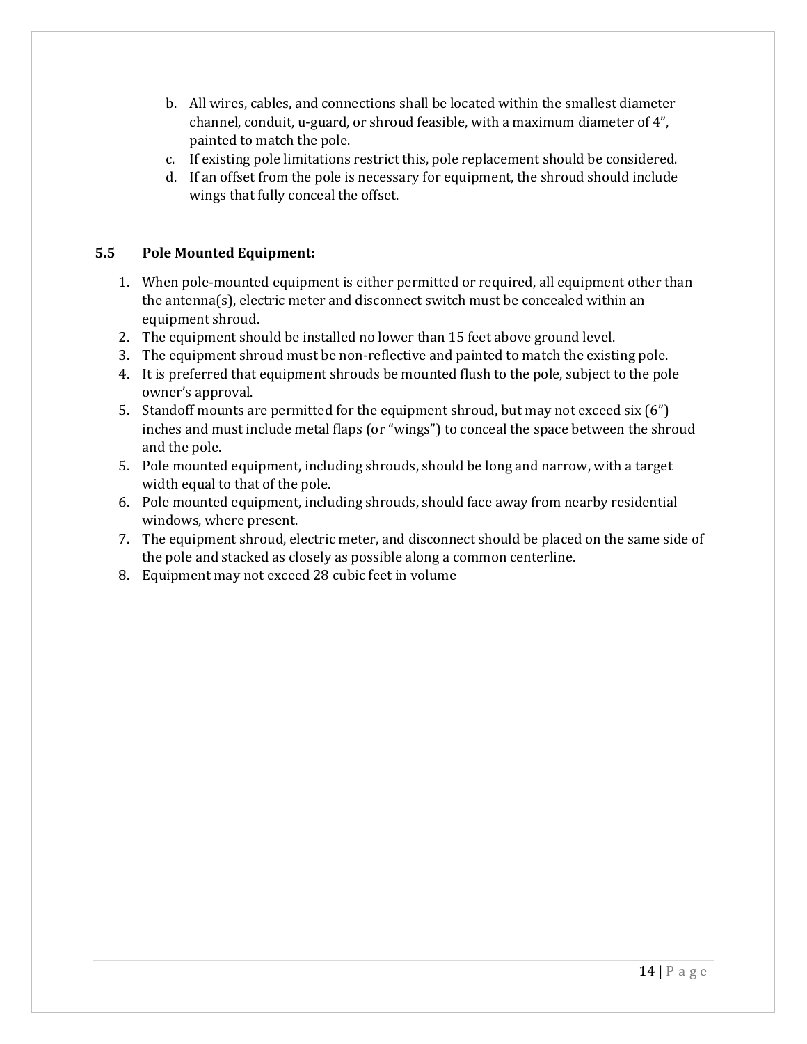b. All wires, cables, and connections shall be located within the smallest diameter channel, conduit, u-guard, or shroud feasible, with a maximum diameter of 4", painted to match the pole.
c. If existing pole limitations restrict this, pole replacement should be considered.
d. If an offset from the pole is necessary for equipment, the shroud should include wings that fully conceal the offset.

### 5.5 Pole Mounted Equipment:

1. When pole-mounted equipment is either permitted or required, all equipment other than the antenna(s), electric meter and disconnect switch must be concealed within an equipment shroud.
2. The equipment should be installed no lower than 15 feet above ground level.
3. The equipment shroud must be non-reflective and painted to match the existing pole.
4. It is preferred that equipment shrouds be mounted flush to the pole, subject to the pole owner's approval.
5. Standoff mounts are permitted for the equipment shroud, but may not exceed six (6") inches and must include metal flaps (or "wings") to conceal the space between the shroud and the pole.
5. Pole mounted equipment, including shrouds, should be long and narrow, with a target width equal to that of the pole.
6. Pole mounted equipment, including shrouds, should face away from nearby residential windows, where present.
7. The equipment shroud, electric meter, and disconnect should be placed on the same side of the pole and stacked as closely as possible along a common centerline.
8. Equipment may not exceed 28 cubic feet in volume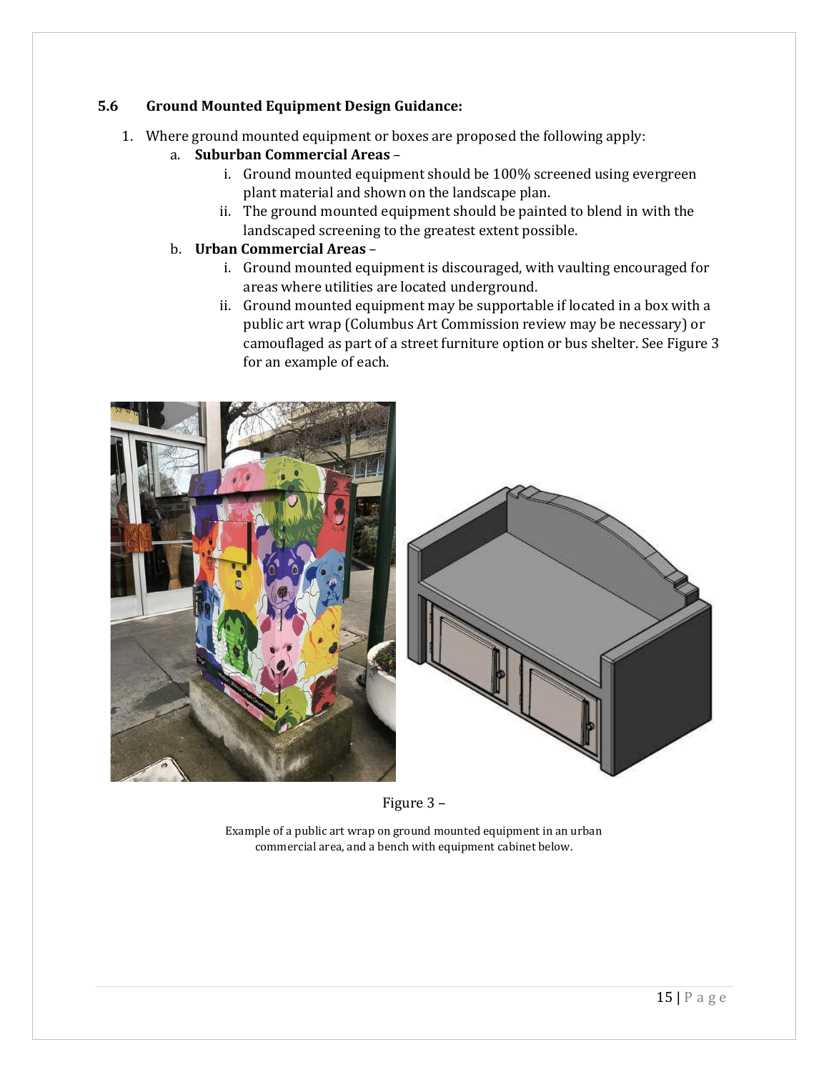### 5.6 Ground Mounted Equipment Design Guidance:

1. Where ground mounted equipment or boxes are proposed the following apply:
   a. **Suburban Commercial Areas** –
      i. Ground mounted equipment should be 100% screened using evergreen plant material and shown on the landscape plan.
      ii. The ground mounted equipment should be painted to blend in with the landscaped screening to the greatest extent possible.

   b. **Urban Commercial Areas** –
      i. Ground mounted equipment is discouraged, with vaulting encouraged for areas where utilities are located underground.
      ii. Ground mounted equipment may be supportable if located in a box with a public art wrap (Columbus Art Commission review may be necessary) or camouflaged as part of a street furniture option or bus shelter. See Figure 3 for an example of each.

Figure 3 –

Example of a public art wrap on ground mounted equipment in an urban commercial area, and a bench with equipment cabinet below.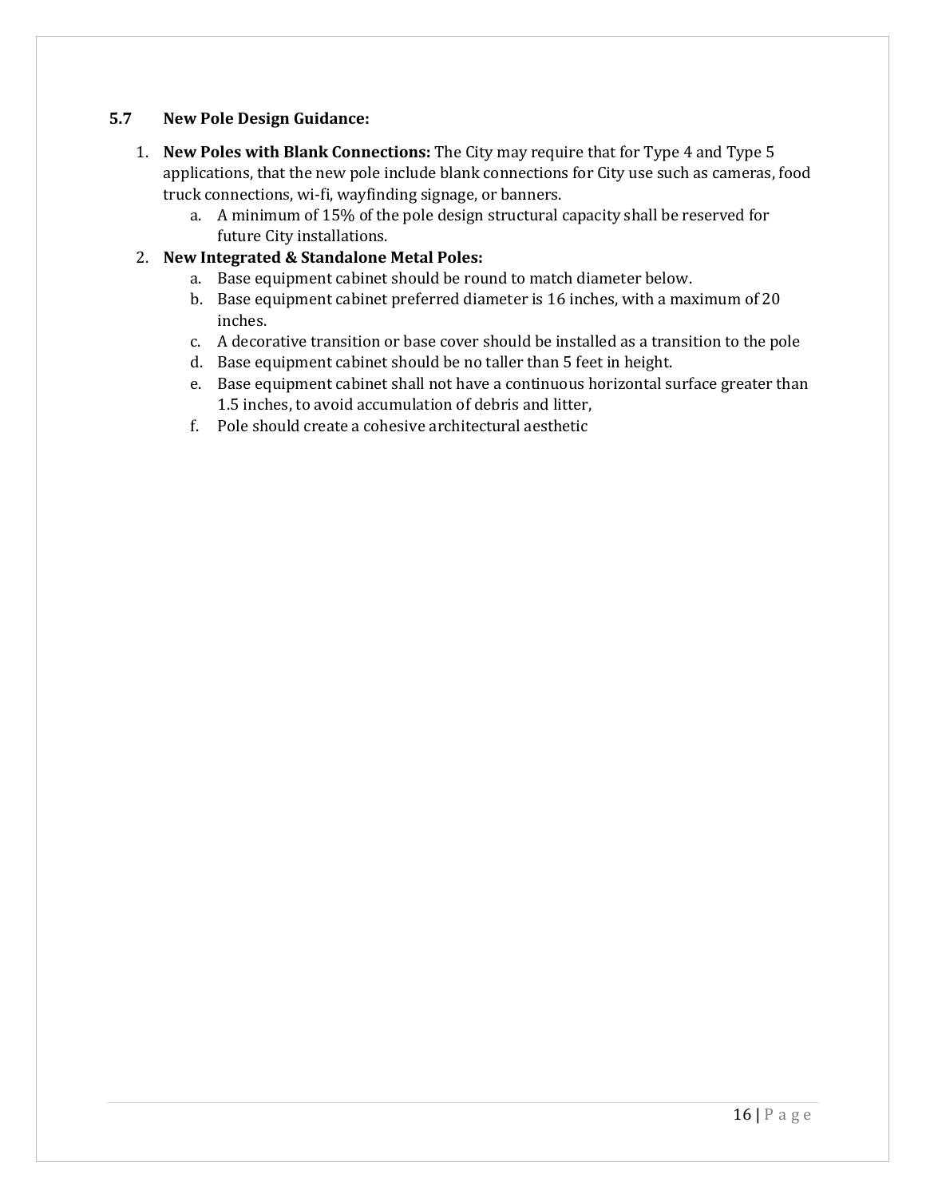## 5.7 New Pole Design Guidance:

1. **New Poles with Blank Connections:** The City may require that for Type 4 and Type 5 applications, that the new pole include blank connections for City use such as cameras, food truck connections, wi-fi, wayfinding signage, or banners.
    a. A minimum of 15% of the pole design structural capacity shall be reserved for future City installations.
2. **New Integrated & Standalone Metal Poles:**
    a. Base equipment cabinet should be round to match diameter below.
    b. Base equipment cabinet preferred diameter is 16 inches, with a maximum of 20 inches.
    c. A decorative transition or base cover should be installed as a transition to the pole
    d. Base equipment cabinet should be no taller than 5 feet in height.
    e. Base equipment cabinet shall not have a continuous horizontal surface greater than 1.5 inches, to avoid accumulation of debris and litter,
    f. Pole should create a cohesive architectural aesthetic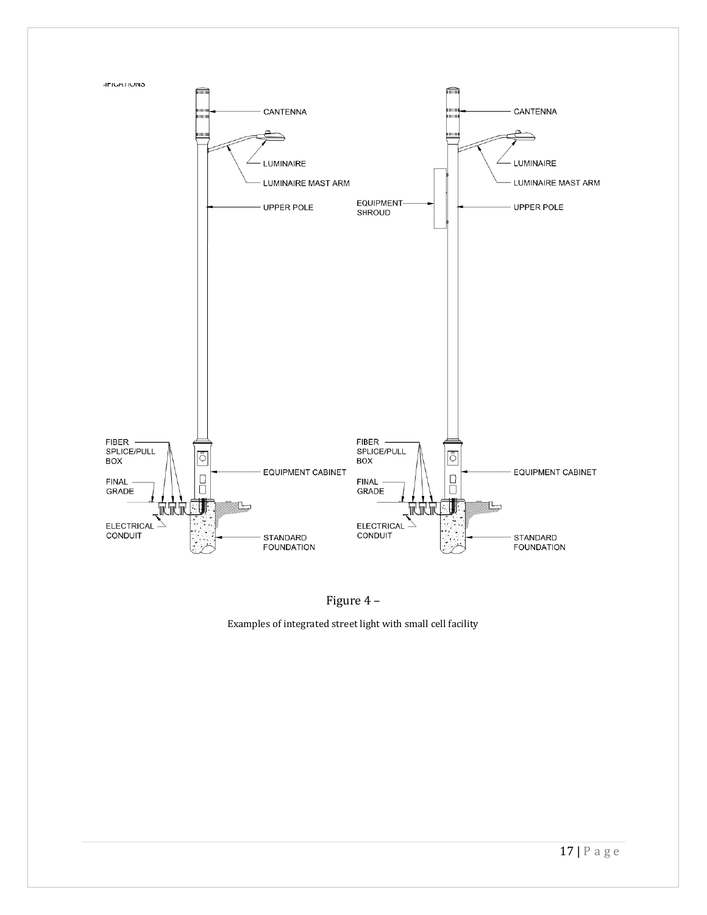Figure 4 –

Examples of integrated street light with small cell facility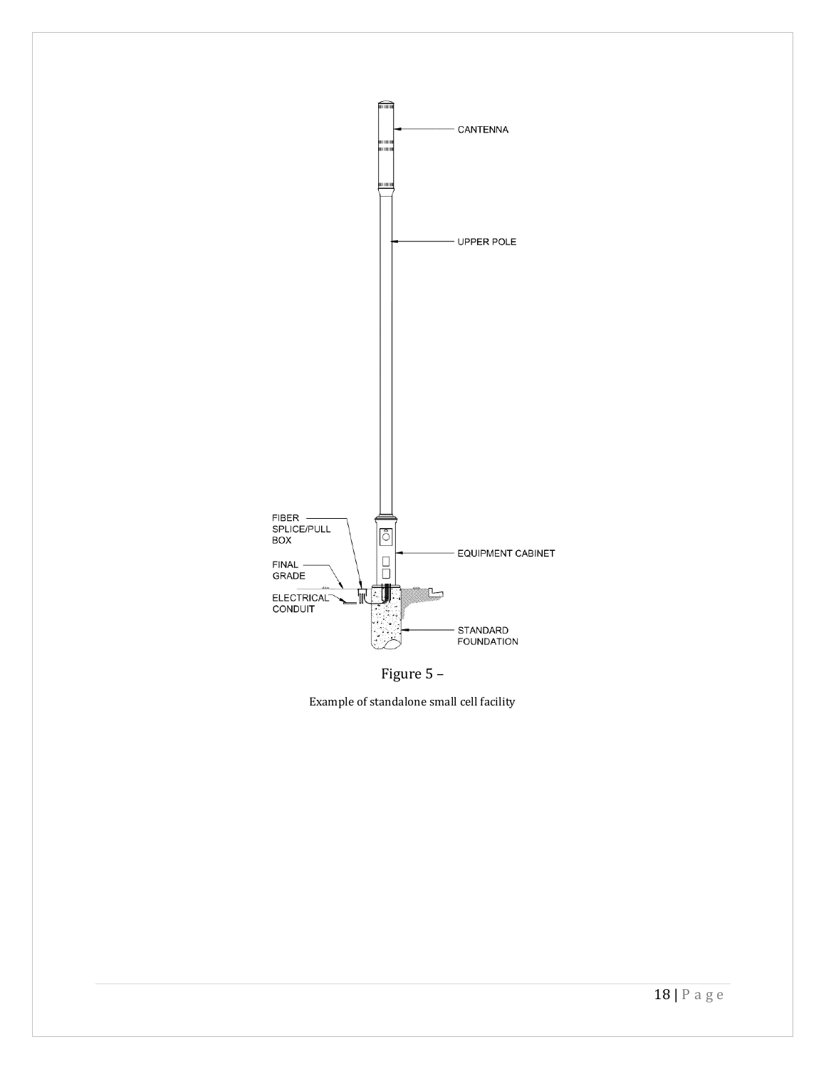CANTENNA

UPPER POLE

FIBER SPLICE/PULL BOX

EQUIPMENT CABINET

FINAL GRADE

ELECTRICAL CONDUIT

STANDARD FOUNDATION

Figure 5 –

Example of standalone small cell facility